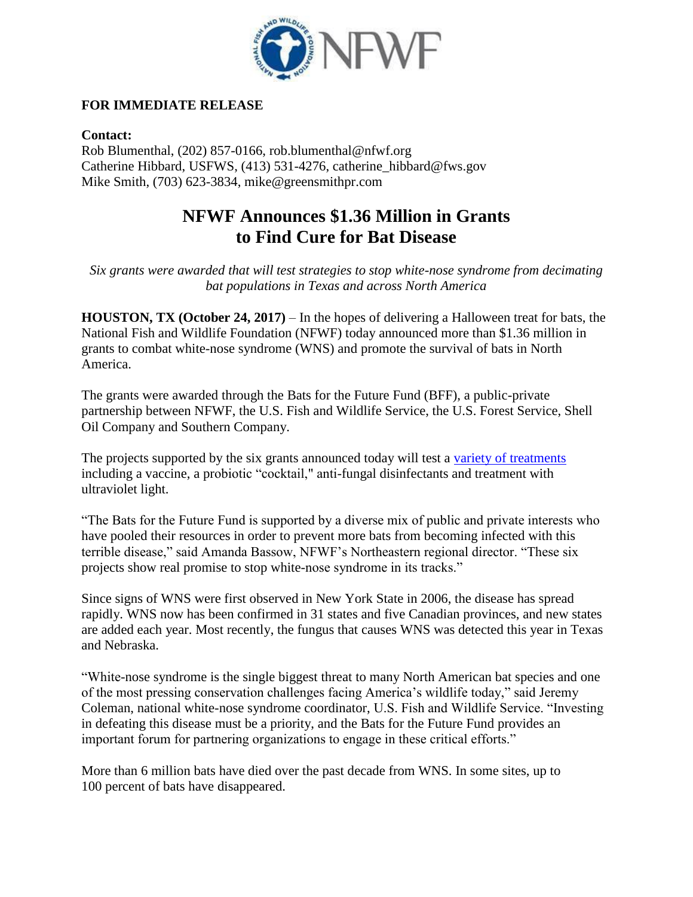**FOR IMMEDIATE RELEASE**

**Contact:**
Rob Blumenthal, (202) 857-0166, rob.blumenthal@nfwf.org
Catherine Hibbard, USFWS, (413) 531-4276, catherine_hibbard@fws.gov
Mike Smith, (703) 623-3834, mike@greensmithpr.com

# NFWF Announces $1.36 Million in Grants to Find Cure for Bat Disease

*Six grants were awarded that will test strategies to stop white-nose syndrome from decimating bat populations in Texas and across North America*

**HOUSTON, TX (October 24, 2017)** – In the hopes of delivering a Halloween treat for bats, the National Fish and Wildlife Foundation (NFWF) today announced more than $1.36 million in grants to combat white-nose syndrome (WNS) and promote the survival of bats in North America.

The grants were awarded through the Bats for the Future Fund (BFF), a public-private partnership between NFWF, the U.S. Fish and Wildlife Service, the U.S. Forest Service, Shell Oil Company and Southern Company.

The projects supported by the six grants announced today will test a variety of treatments including a vaccine, a probiotic "cocktail," anti-fungal disinfectants and treatment with ultraviolet light.

"The Bats for the Future Fund is supported by a diverse mix of public and private interests who have pooled their resources in order to prevent more bats from becoming infected with this terrible disease," said Amanda Bassow, NFWF's Northeastern regional director. "These six projects show real promise to stop white-nose syndrome in its tracks."

Since signs of WNS were first observed in New York State in 2006, the disease has spread rapidly. WNS now has been confirmed in 31 states and five Canadian provinces, and new states are added each year. Most recently, the fungus that causes WNS was detected this year in Texas and Nebraska.

"White-nose syndrome is the single biggest threat to many North American bat species and one of the most pressing conservation challenges facing America's wildlife today," said Jeremy Coleman, national white-nose syndrome coordinator, U.S. Fish and Wildlife Service. "Investing in defeating this disease must be a priority, and the Bats for the Future Fund provides an important forum for partnering organizations to engage in these critical efforts."

More than 6 million bats have died over the past decade from WNS. In some sites, up to 100 percent of bats have disappeared.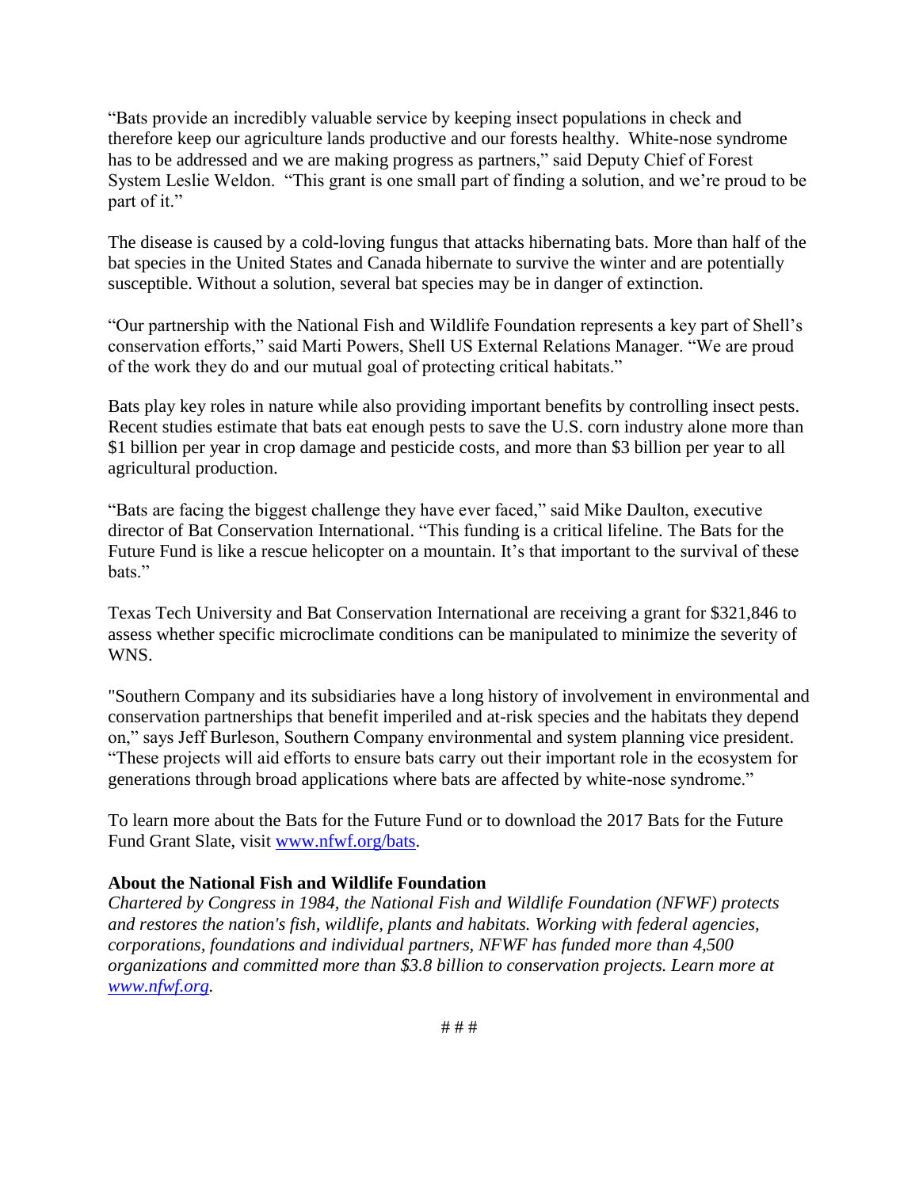"Bats provide an incredibly valuable service by keeping insect populations in check and therefore keep our agriculture lands productive and our forests healthy. White-nose syndrome has to be addressed and we are making progress as partners," said Deputy Chief of Forest System Leslie Weldon. "This grant is one small part of finding a solution, and we're proud to be part of it."

The disease is caused by a cold-loving fungus that attacks hibernating bats. More than half of the bat species in the United States and Canada hibernate to survive the winter and are potentially susceptible. Without a solution, several bat species may be in danger of extinction.

"Our partnership with the National Fish and Wildlife Foundation represents a key part of Shell's conservation efforts," said Marti Powers, Shell US External Relations Manager. "We are proud of the work they do and our mutual goal of protecting critical habitats."

Bats play key roles in nature while also providing important benefits by controlling insect pests. Recent studies estimate that bats eat enough pests to save the U.S. corn industry alone more than $1 billion per year in crop damage and pesticide costs, and more than $3 billion per year to all agricultural production.

"Bats are facing the biggest challenge they have ever faced," said Mike Daulton, executive director of Bat Conservation International. "This funding is a critical lifeline. The Bats for the Future Fund is like a rescue helicopter on a mountain. It's that important to the survival of these bats."

Texas Tech University and Bat Conservation International are receiving a grant for $321,846 to assess whether specific microclimate conditions can be manipulated to minimize the severity of WNS.

"Southern Company and its subsidiaries have a long history of involvement in environmental and conservation partnerships that benefit imperiled and at-risk species and the habitats they depend on," says Jeff Burleson, Southern Company environmental and system planning vice president. "These projects will aid efforts to ensure bats carry out their important role in the ecosystem for generations through broad applications where bats are affected by white-nose syndrome."

To learn more about the Bats for the Future Fund or to download the 2017 Bats for the Future Fund Grant Slate, visit www.nfwf.org/bats.

**About the National Fish and Wildlife Foundation**

*Chartered by Congress in 1984, the National Fish and Wildlife Foundation (NFWF) protects and restores the nation's fish, wildlife, plants and habitats. Working with federal agencies, corporations, foundations and individual partners, NFWF has funded more than 4,500 organizations and committed more than $3.8 billion to conservation projects. Learn more at www.nfwf.org.*

# # #